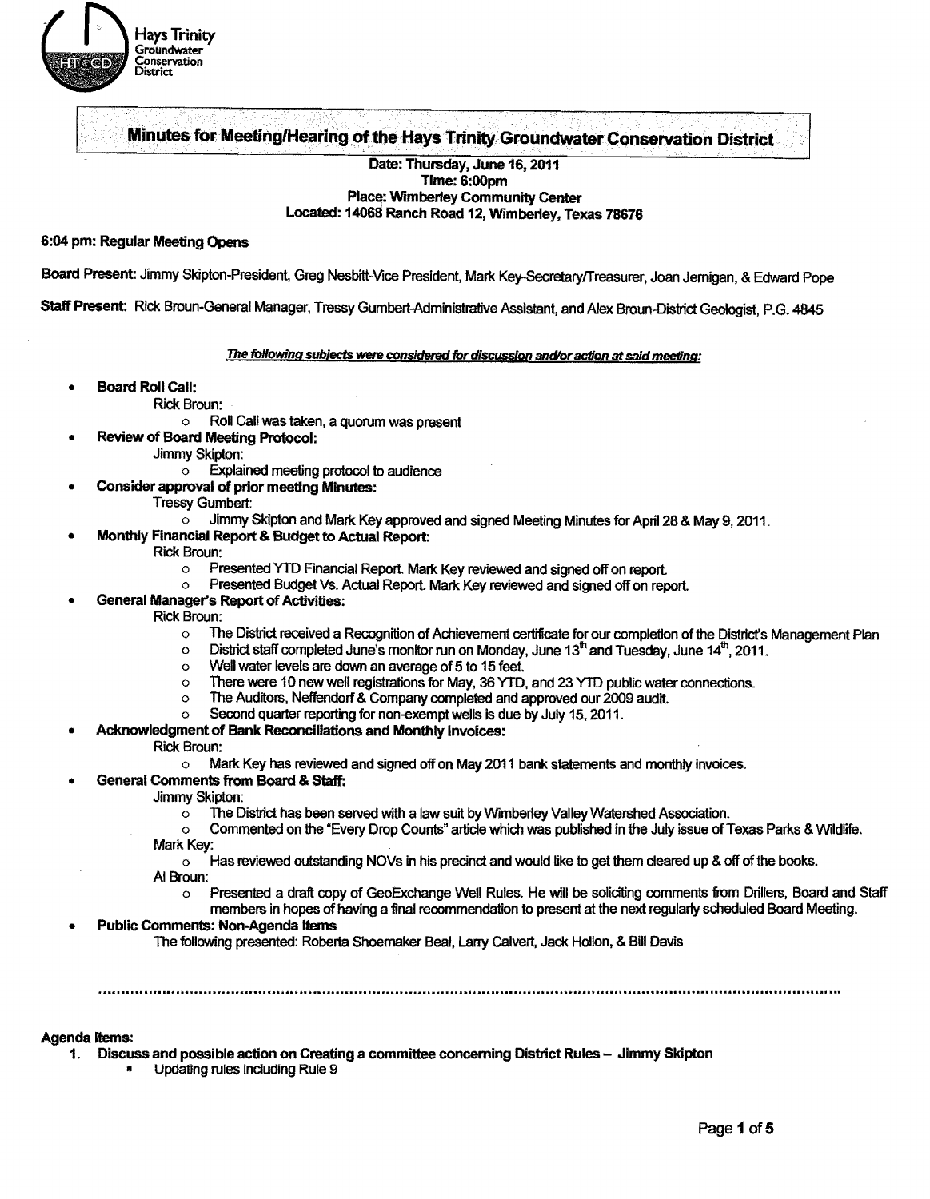Hays Trinity Groundwater Conservation District

# Minutes for Meeting/Hearing of the Hays Trinity Groundwater Conservation District

**Date: Thursday, June 16, 2011**
**Time: 6:00pm**
**Place: Wimberley Community Center**
**Located: 14068 Ranch Road 12, Wimberley, Texas 78676**

**6:04 pm: Regular Meeting Opens**

**Board Present:** Jimmy Skipton-President, Greg Nesbitt-Vice President, Mark Key-Secretary/Treasurer, Joan Jernigan, & Edward Pope

**Staff Present:** Rick Broun-General Manager, Tressy Gumbert-Administrative Assistant, and Alex Broun-District Geologist, P.G. 4845

***The following subjects were considered for discussion and/or action at said meeting:***

- **Board Roll Call:**
  - Rick Broun:
    - Roll Call was taken, a quorum was present
- **Review of Board Meeting Protocol:**
  - Jimmy Skipton:
    - Explained meeting protocol to audience
- **Consider approval of prior meeting Minutes:**
  - Tressy Gumbert:
    - Jimmy Skipton and Mark Key approved and signed Meeting Minutes for April 28 & May 9, 2011.
- **Monthly Financial Report & Budget to Actual Report:**
  - Rick Broun:
    - Presented YTD Financial Report. Mark Key reviewed and signed off on report.
    - Presented Budget Vs. Actual Report. Mark Key reviewed and signed off on report.
- **General Manager's Report of Activities:**
  - Rick Broun:
    - The District received a Recognition of Achievement certificate for our completion of the District's Management Plan
    - District staff completed June's monitor run on Monday, June 13th and Tuesday, June 14th, 2011.
    - Well water levels are down an average of 5 to 15 feet.
    - There were 10 new well registrations for May, 36 YTD, and 23 YTD public water connections.
    - The Auditors, Neffendorf & Company completed and approved our 2009 audit.
    - Second quarter reporting for non-exempt wells is due by July 15, 2011.
- **Acknowledgment of Bank Reconciliations and Monthly Invoices:**
  - Rick Broun:
    - Mark Key has reviewed and signed off on May 2011 bank statements and monthly invoices.
- **General Comments from Board & Staff:**
  - Jimmy Skipton:
    - The District has been served with a law suit by Wimberley Valley Watershed Association.
    - Commented on the "Every Drop Counts" article which was published in the July issue of Texas Parks & Wildlife.
  - Mark Key:
    - Has reviewed outstanding NOVs in his precinct and would like to get them cleared up & off of the books.
  - Al Broun:
    - Presented a draft copy of GeoExchange Well Rules. He will be soliciting comments from Drillers, Board and Staff members in hopes of having a final recommendation to present at the next regularly scheduled Board Meeting.
- **Public Comments: Non-Agenda Items**
  - The following presented: Roberta Shoemaker Beal, Larry Calvert, Jack Hollon, & Bill Davis

---

**Agenda Items:**

1. **Discuss and possible action on Creating a committee concerning District Rules – Jimmy Skipton**
   - Updating rules including Rule 9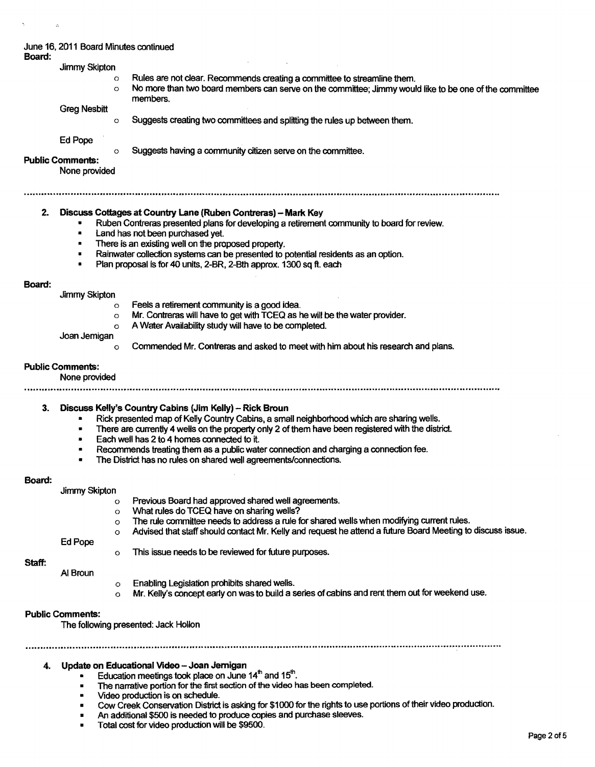June 16, 2011 Board Minutes continued

**Board:**

Jimmy Skipton

- Rules are not clear. Recommends creating a committee to streamline them.
- No more than two board members can serve on the committee; Jimmy would like to be one of the committee members.

Greg Nesbitt

- Suggests creating two committees and splitting the rules up between them.

Ed Pope

- Suggests having a community citizen serve on the committee.

**Public Comments:**

None provided

---

2. **Discuss Cottages at Country Lane (Ruben Contreras) – Mark Key**
   - Ruben Contreras presented plans for developing a retirement community to board for review.
   - Land has not been purchased yet.
   - There is an existing well on the proposed property.
   - Rainwater collection systems can be presented to potential residents as an option.
   - Plan proposal is for 40 units, 2-BR, 2-Bth approx. 1300 sq ft. each

**Board:**

Jimmy Skipton

- Feels a retirement community is a good idea.
- Mr. Contreras will have to get with TCEQ as he will be the water provider.
- A Water Availability study will have to be completed.

Joan Jernigan

- Commended Mr. Contreras and asked to meet with him about his research and plans.

**Public Comments:**

None provided

---

3. **Discuss Kelly's Country Cabins (Jim Kelly) – Rick Broun**
   - Rick presented map of Kelly Country Cabins, a small neighborhood which are sharing wells.
   - There are currently 4 wells on the property only 2 of them have been registered with the district.
   - Each well has 2 to 4 homes connected to it.
   - Recommends treating them as a public water connection and charging a connection fee.
   - The District has no rules on shared well agreements/connections.

**Board:**

Jimmy Skipton

- Previous Board had approved shared well agreements.
- What rules do TCEQ have on sharing wells?
- The rule committee needs to address a rule for shared wells when modifying current rules.
- Advised that staff should contact Mr. Kelly and request he attend a future Board Meeting to discuss issue.

Ed Pope

- This issue needs to be reviewed for future purposes.

**Staff:**

Al Broun

- Enabling Legislation prohibits shared wells.
- Mr. Kelly's concept early on was to build a series of cabins and rent them out for weekend use.

**Public Comments:**

The following presented: Jack Hollon

---

4. **Update on Educational Video – Joan Jernigan**
   - Education meetings took place on June 14th and 15th.
   - The narrative portion for the first section of the video has been completed.
   - Video production is on schedule.
   - Cow Creek Conservation District is asking for $1000 for the rights to use portions of their video production.
   - An additional $500 is needed to produce copies and purchase sleeves.
   - Total cost for video production will be $9500.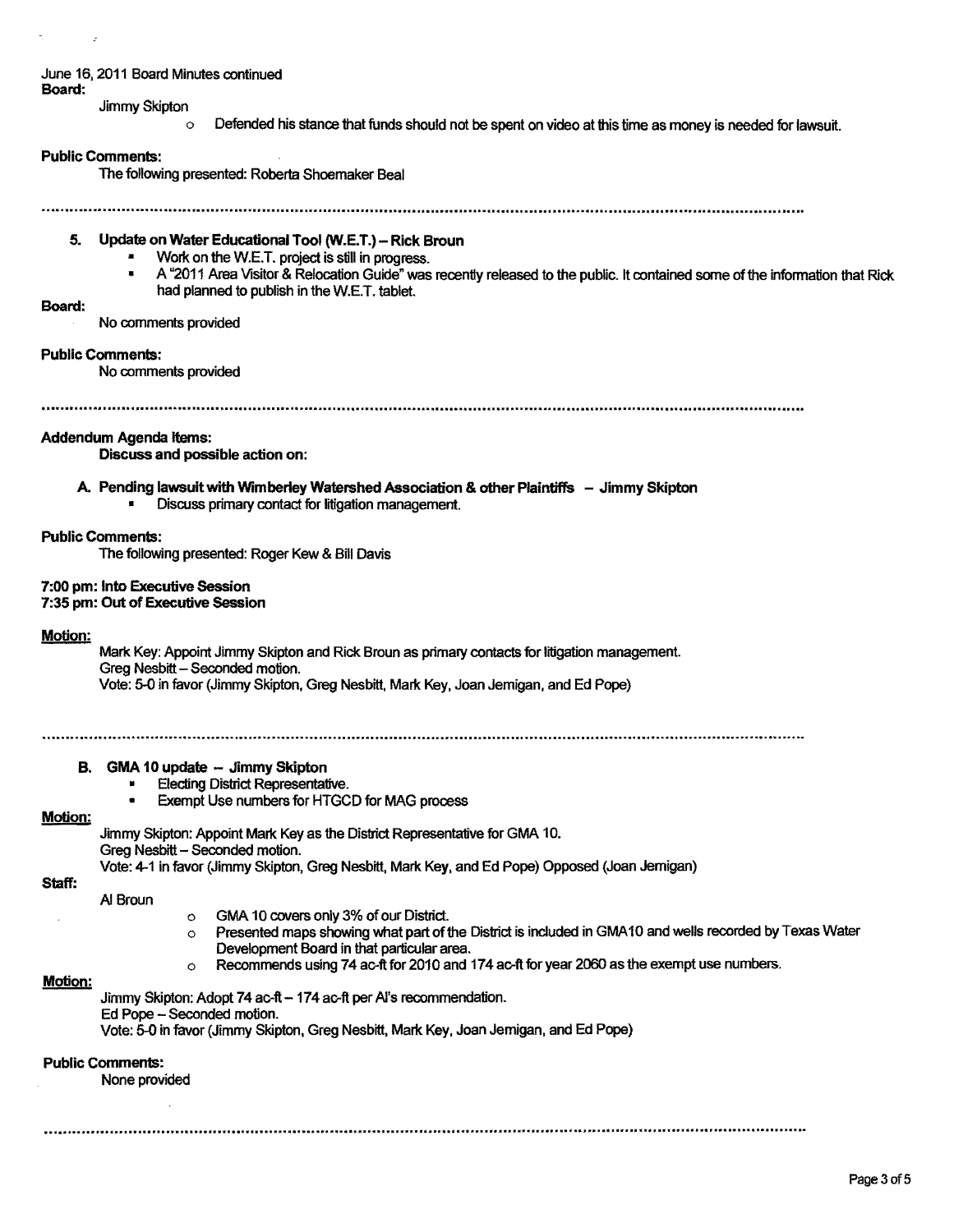June 16, 2011 Board Minutes continued

**Board:**

Jimmy Skipton

- Defended his stance that funds should not be spent on video at this time as money is needed for lawsuit.

**Public Comments:**

The following presented: Roberta Shoemaker Beal

---

**5. Update on Water Educational Tool (W.E.T.) – Rick Broun**

- Work on the W.E.T. project is still in progress.
- A "2011 Area Visitor & Relocation Guide" was recently released to the public. It contained some of the information that Rick had planned to publish in the W.E.T. tablet.

**Board:**

No comments provided

**Public Comments:**

No comments provided

---

**Addendum Agenda Items:**

**Discuss and possible action on:**

**A. Pending lawsuit with Wimberley Watershed Association & other Plaintiffs – Jimmy Skipton**

- Discuss primary contact for litigation management.

**Public Comments:**

The following presented: Roger Kew & Bill Davis

**7:00 pm: Into Executive Session**
**7:35 pm: Out of Executive Session**

**Motion:**

Mark Key: Appoint Jimmy Skipton and Rick Broun as primary contacts for litigation management.
Greg Nesbitt – Seconded motion.
Vote: 5-0 in favor (Jimmy Skipton, Greg Nesbitt, Mark Key, Joan Jernigan, and Ed Pope)

---

**B. GMA 10 update – Jimmy Skipton**

- Electing District Representative.
- Exempt Use numbers for HTGCD for MAG process

**Motion:**

Jimmy Skipton: Appoint Mark Key as the District Representative for GMA 10.
Greg Nesbitt – Seconded motion.
Vote: 4-1 in favor (Jimmy Skipton, Greg Nesbitt, Mark Key, and Ed Pope) Opposed (Joan Jernigan)

**Staff:**

Al Broun

- GMA 10 covers only 3% of our District.
- Presented maps showing what part of the District is included in GMA10 and wells recorded by Texas Water Development Board in that particular area.
- Recommends using 74 ac-ft for 2010 and 174 ac-ft for year 2060 as the exempt use numbers.

**Motion:**

Jimmy Skipton: Adopt 74 ac-ft – 174 ac-ft per Al's recommendation.
Ed Pope – Seconded motion.
Vote: 5-0 in favor (Jimmy Skipton, Greg Nesbitt, Mark Key, Joan Jernigan, and Ed Pope)

**Public Comments:**

None provided

---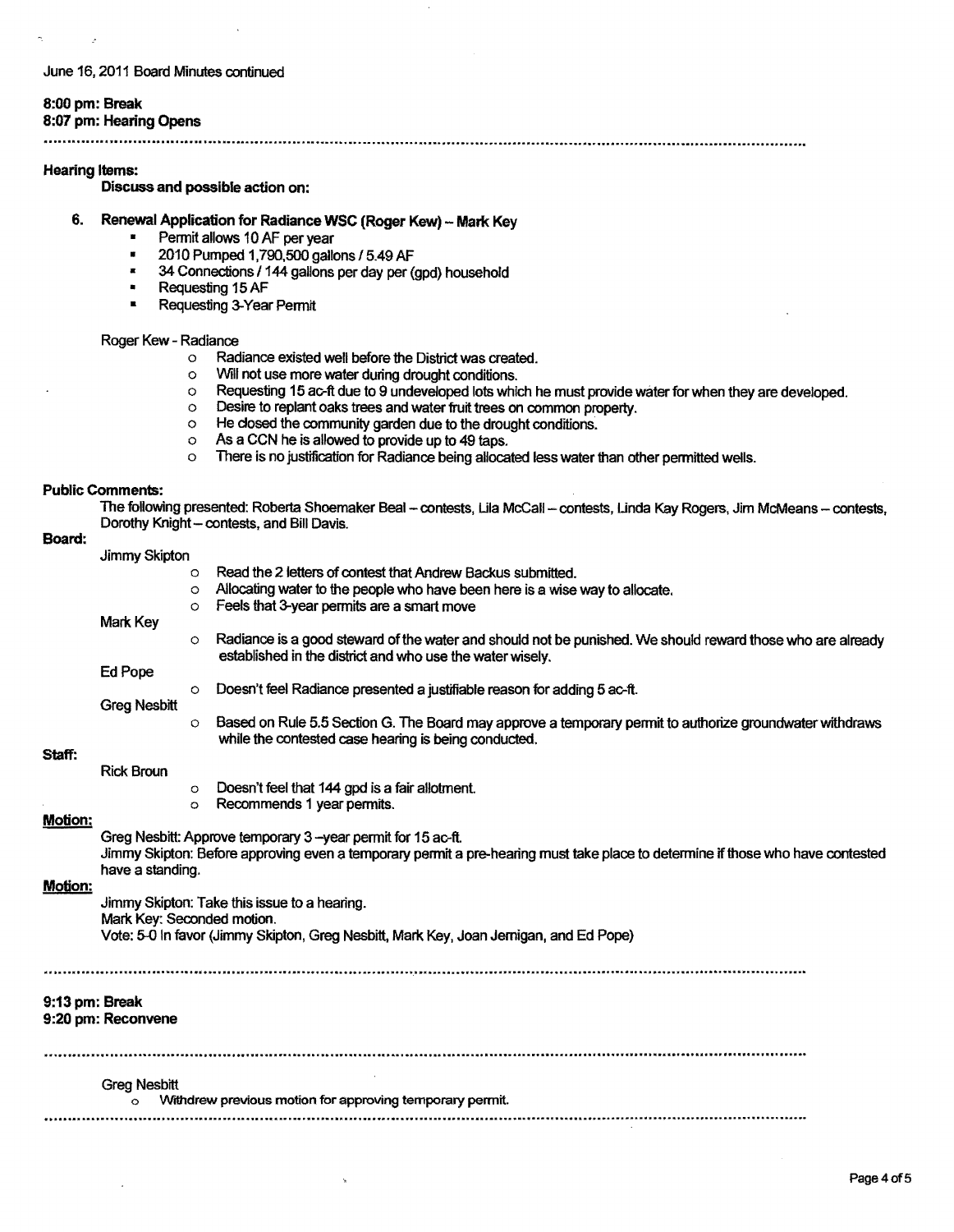June 16, 2011 Board Minutes continued

**8:00 pm: Break**
**8:07 pm: Hearing Opens**

---

**Hearing Items:**

**Discuss and possible action on:**

6. **Renewal Application for Radiance WSC (Roger Kew) – Mark Key**
   - Permit allows 10 AF per year
   - 2010 Pumped 1,790,500 gallons / 5.49 AF
   - 34 Connections / 144 gallons per day per (gpd) household
   - Requesting 15 AF
   - Requesting 3-Year Permit

   Roger Kew - Radiance
   - Radiance existed well before the District was created.
   - Will not use more water during drought conditions.
   - Requesting 15 ac-ft due to 9 undeveloped lots which he must provide water for when they are developed.
   - Desire to replant oaks trees and water fruit trees on common property.
   - He closed the community garden due to the drought conditions.
   - As a CCN he is allowed to provide up to 49 taps.
   - There is no justification for Radiance being allocated less water than other permitted wells.

**Public Comments:**

The following presented: Roberta Shoemaker Beal – contests, Lila McCall – contests, Linda Kay Rogers, Jim McMeans – contests, Dorothy Knight – contests, and Bill Davis.

**Board:**

Jimmy Skipton
- Read the 2 letters of contest that Andrew Backus submitted.
- Allocating water to the people who have been here is a wise way to allocate.
- Feels that 3-year permits are a smart move

Mark Key
- Radiance is a good steward of the water and should not be punished. We should reward those who are already established in the district and who use the water wisely.

Ed Pope
- Doesn't feel Radiance presented a justifiable reason for adding 5 ac-ft.

Greg Nesbitt
- Based on Rule 5.5 Section G. The Board may approve a temporary permit to authorize groundwater withdraws while the contested case hearing is being conducted.

**Staff:**

Rick Broun
- Doesn't feel that 144 gpd is a fair allotment.
- Recommends 1 year permits.

**Motion:**

Greg Nesbitt: Approve temporary 3 –year permit for 15 ac-ft.
Jimmy Skipton: Before approving even a temporary permit a pre-hearing must take place to determine if those who have contested have a standing.

**Motion:**

Jimmy Skipton: Take this issue to a hearing.
Mark Key: Seconded motion.
Vote: 5-0 In favor (Jimmy Skipton, Greg Nesbitt, Mark Key, Joan Jernigan, and Ed Pope)

---

**9:13 pm: Break**
**9:20 pm: Reconvene**

---

Greg Nesbitt
- Withdrew previous motion for approving temporary permit.

---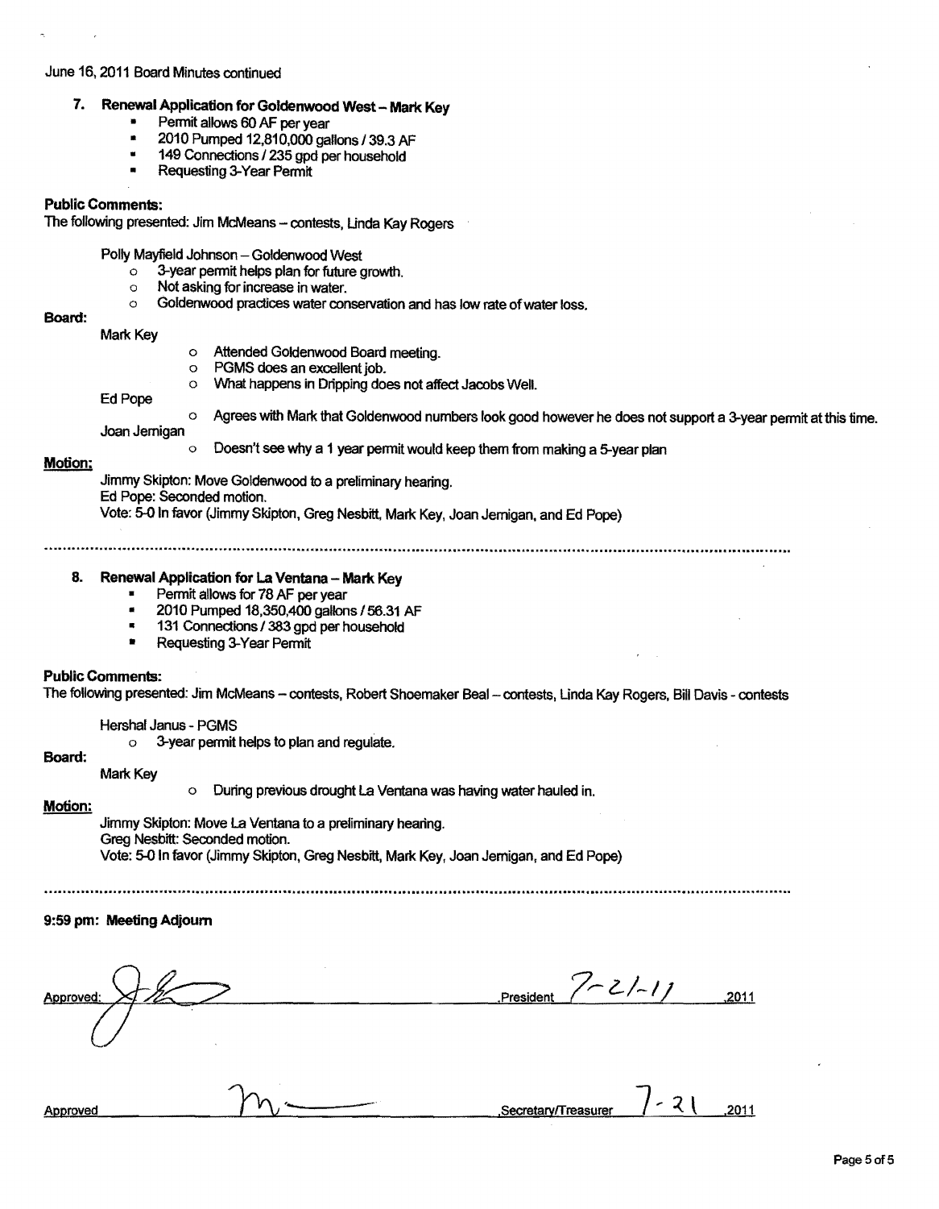June 16, 2011 Board Minutes continued

7. **Renewal Application for Goldenwood West – Mark Key**
   - Permit allows 60 AF per year
   - 2010 Pumped 12,810,000 gallons / 39.3 AF
   - 149 Connections / 235 gpd per household
   - Requesting 3-Year Permit

**Public Comments:**
The following presented: Jim McMeans – contests, Linda Kay Rogers

Polly Mayfield Johnson – Goldenwood West
- 3-year permit helps plan for future growth.
- Not asking for increase in water.
- Goldenwood practices water conservation and has low rate of water loss.

**Board:**

Mark Key
- Attended Goldenwood Board meeting.
- PGMS does an excellent job.
- What happens in Dripping does not affect Jacobs Well.

Ed Pope
- Agrees with Mark that Goldenwood numbers look good however he does not support a 3-year permit at this time.

Joan Jernigan
- Doesn't see why a 1 year permit would keep them from making a 5-year plan

**Motion:**

Jimmy Skipton: Move Goldenwood to a preliminary hearing.
Ed Pope: Seconded motion.
Vote: 5-0 In favor (Jimmy Skipton, Greg Nesbitt, Mark Key, Joan Jernigan, and Ed Pope)

---

8. **Renewal Application for La Ventana – Mark Key**
   - Permit allows for 78 AF per year
   - 2010 Pumped 18,350,400 gallons / 56.31 AF
   - 131 Connections / 383 gpd per household
   - Requesting 3-Year Permit

**Public Comments:**
The following presented: Jim McMeans – contests, Robert Shoemaker Beal – contests, Linda Kay Rogers, Bill Davis - contests

Hershal Janus - PGMS
- 3-year permit helps to plan and regulate.

**Board:**

Mark Key
- During previous drought La Ventana was having water hauled in.

**Motion:**

Jimmy Skipton: Move La Ventana to a preliminary hearing.
Greg Nesbitt: Seconded motion.
Vote: 5-0 In favor (Jimmy Skipton, Greg Nesbitt, Mark Key, Joan Jernigan, and Ed Pope)

---

**9:59 pm: Meeting Adjourn**

Approved: [signature] President 7-21-11 ,2011

Approved [signature] Secretary/Treasurer 7-21 ,2011